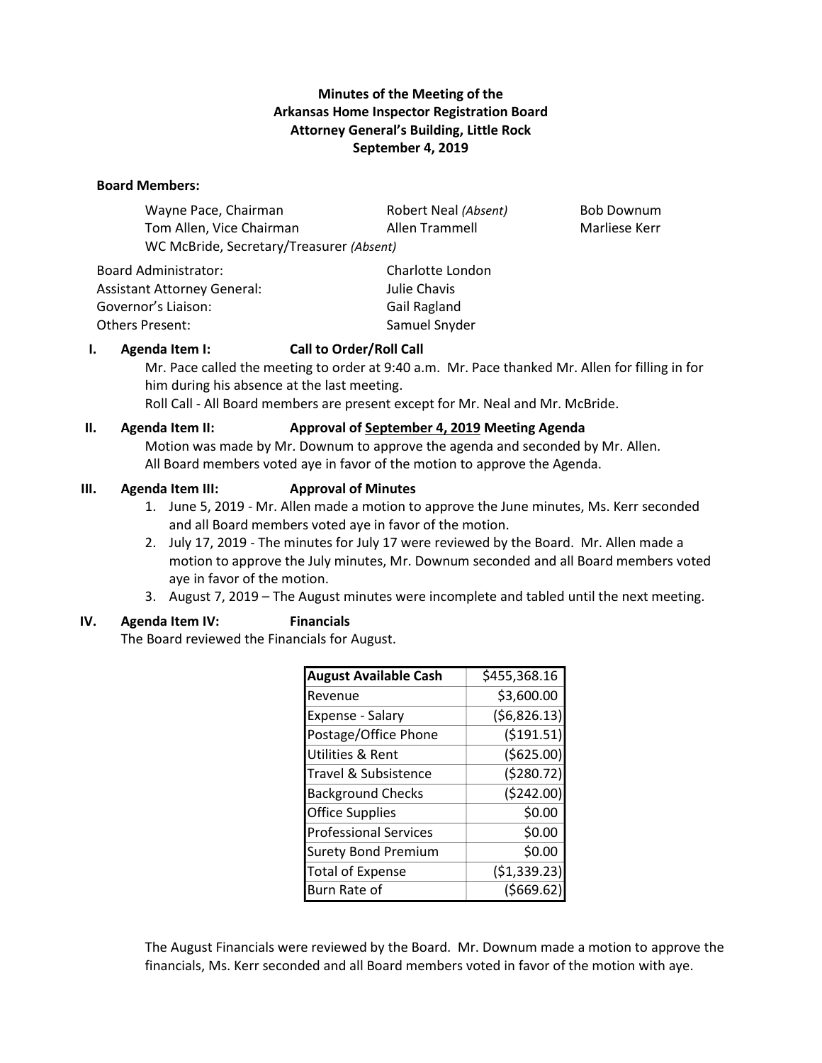**Minutes of the Meeting of the**
**Arkansas Home Inspector Registration Board**
**Attorney General's Building, Little Rock**
**September 4, 2019**

**Board Members:**

| | | |
|---|---|---|
| Wayne Pace, Chairman | Robert Neal *(Absent)* | Bob Downum |
| Tom Allen, Vice Chairman | Allen Trammell | Marliese Kerr |
| WC McBride, Secretary/Treasurer *(Absent)* | | |

| | |
|---|---|
| Board Administrator: | Charlotte London |
| Assistant Attorney General: | Julie Chavis |
| Governor's Liaison: | Gail Ragland |
| Others Present: | Samuel Snyder |

**I. Agenda Item I: Call to Order/Roll Call**

Mr. Pace called the meeting to order at 9:40 a.m. Mr. Pace thanked Mr. Allen for filling in for him during his absence at the last meeting.
Roll Call - All Board members are present except for Mr. Neal and Mr. McBride.

**II. Agenda Item II: Approval of <u>September 4, 2019</u> Meeting Agenda**

Motion was made by Mr. Downum to approve the agenda and seconded by Mr. Allen.
All Board members voted aye in favor of the motion to approve the Agenda.

**III. Agenda Item III: Approval of Minutes**

1. June 5, 2019 - Mr. Allen made a motion to approve the June minutes, Ms. Kerr seconded and all Board members voted aye in favor of the motion.
2. July 17, 2019 - The minutes for July 17 were reviewed by the Board. Mr. Allen made a motion to approve the July minutes, Mr. Downum seconded and all Board members voted aye in favor of the motion.
3. August 7, 2019 – The August minutes were incomplete and tabled until the next meeting.

**IV. Agenda Item IV: Financials**

The Board reviewed the Financials for August.

| **August Available Cash** | $455,368.16 |
|---|---|
| Revenue | $3,600.00 |
| Expense - Salary | ($6,826.13) |
| Postage/Office Phone | ($191.51) |
| Utilities & Rent | ($625.00) |
| Travel & Subsistence | ($280.72) |
| Background Checks | ($242.00) |
| Office Supplies | $0.00 |
| Professional Services | $0.00 |
| Surety Bond Premium | $0.00 |
| Total of Expense | ($1,339.23) |
| Burn Rate of | ($669.62) |

The August Financials were reviewed by the Board. Mr. Downum made a motion to approve the financials, Ms. Kerr seconded and all Board members voted in favor of the motion with aye.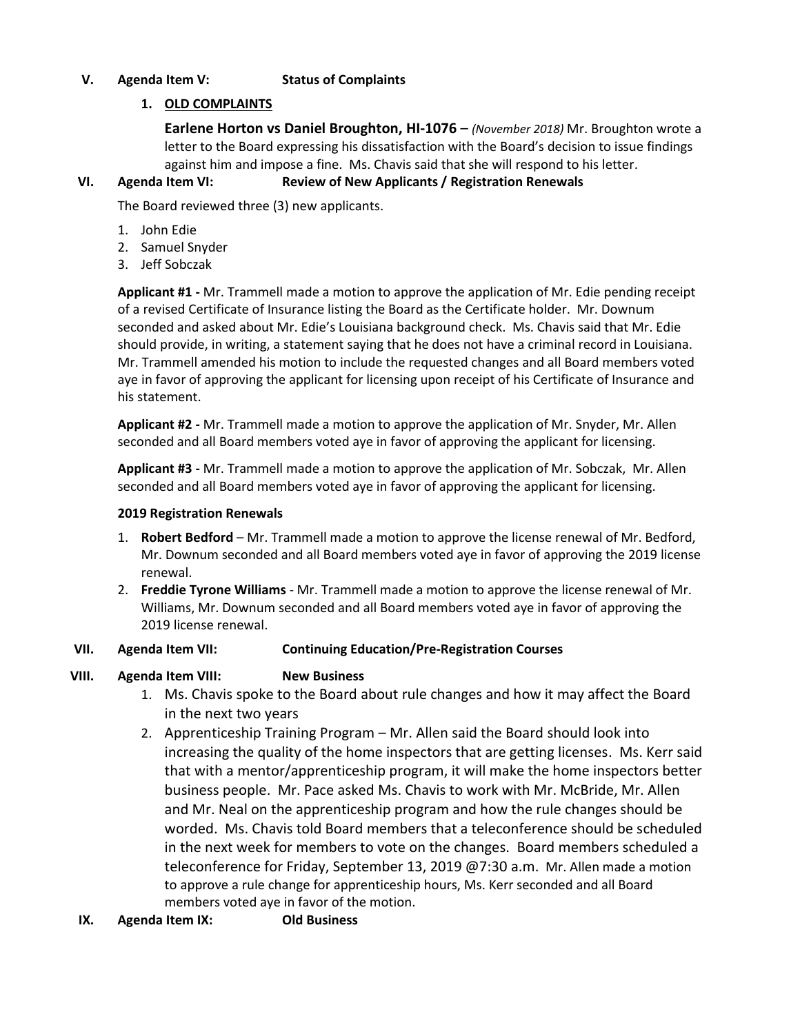## V. Agenda Item V: Status of Complaints

### 1. OLD COMPLAINTS

**Earlene Horton vs Daniel Broughton, HI-1076** – *(November 2018)* Mr. Broughton wrote a letter to the Board expressing his dissatisfaction with the Board's decision to issue findings against him and impose a fine. Ms. Chavis said that she will respond to his letter.

## VI. Agenda Item VI: Review of New Applicants / Registration Renewals

The Board reviewed three (3) new applicants.

1. John Edie
2. Samuel Snyder
3. Jeff Sobczak

**Applicant #1 -** Mr. Trammell made a motion to approve the application of Mr. Edie pending receipt of a revised Certificate of Insurance listing the Board as the Certificate holder. Mr. Downum seconded and asked about Mr. Edie's Louisiana background check. Ms. Chavis said that Mr. Edie should provide, in writing, a statement saying that he does not have a criminal record in Louisiana. Mr. Trammell amended his motion to include the requested changes and all Board members voted aye in favor of approving the applicant for licensing upon receipt of his Certificate of Insurance and his statement.

**Applicant #2 -** Mr. Trammell made a motion to approve the application of Mr. Snyder, Mr. Allen seconded and all Board members voted aye in favor of approving the applicant for licensing.

**Applicant #3 -** Mr. Trammell made a motion to approve the application of Mr. Sobczak, Mr. Allen seconded and all Board members voted aye in favor of approving the applicant for licensing.

**2019 Registration Renewals**

1. **Robert Bedford** – Mr. Trammell made a motion to approve the license renewal of Mr. Bedford, Mr. Downum seconded and all Board members voted aye in favor of approving the 2019 license renewal.
2. **Freddie Tyrone Williams** - Mr. Trammell made a motion to approve the license renewal of Mr. Williams, Mr. Downum seconded and all Board members voted aye in favor of approving the 2019 license renewal.

## VII. Agenda Item VII: Continuing Education/Pre-Registration Courses

## VIII. Agenda Item VIII: New Business

1. Ms. Chavis spoke to the Board about rule changes and how it may affect the Board in the next two years
2. Apprenticeship Training Program – Mr. Allen said the Board should look into increasing the quality of the home inspectors that are getting licenses. Ms. Kerr said that with a mentor/apprenticeship program, it will make the home inspectors better business people. Mr. Pace asked Ms. Chavis to work with Mr. McBride, Mr. Allen and Mr. Neal on the apprenticeship program and how the rule changes should be worded. Ms. Chavis told Board members that a teleconference should be scheduled in the next week for members to vote on the changes. Board members scheduled a teleconference for Friday, September 13, 2019 @7:30 a.m. Mr. Allen made a motion to approve a rule change for apprenticeship hours, Ms. Kerr seconded and all Board members voted aye in favor of the motion.

## IX. Agenda Item IX: Old Business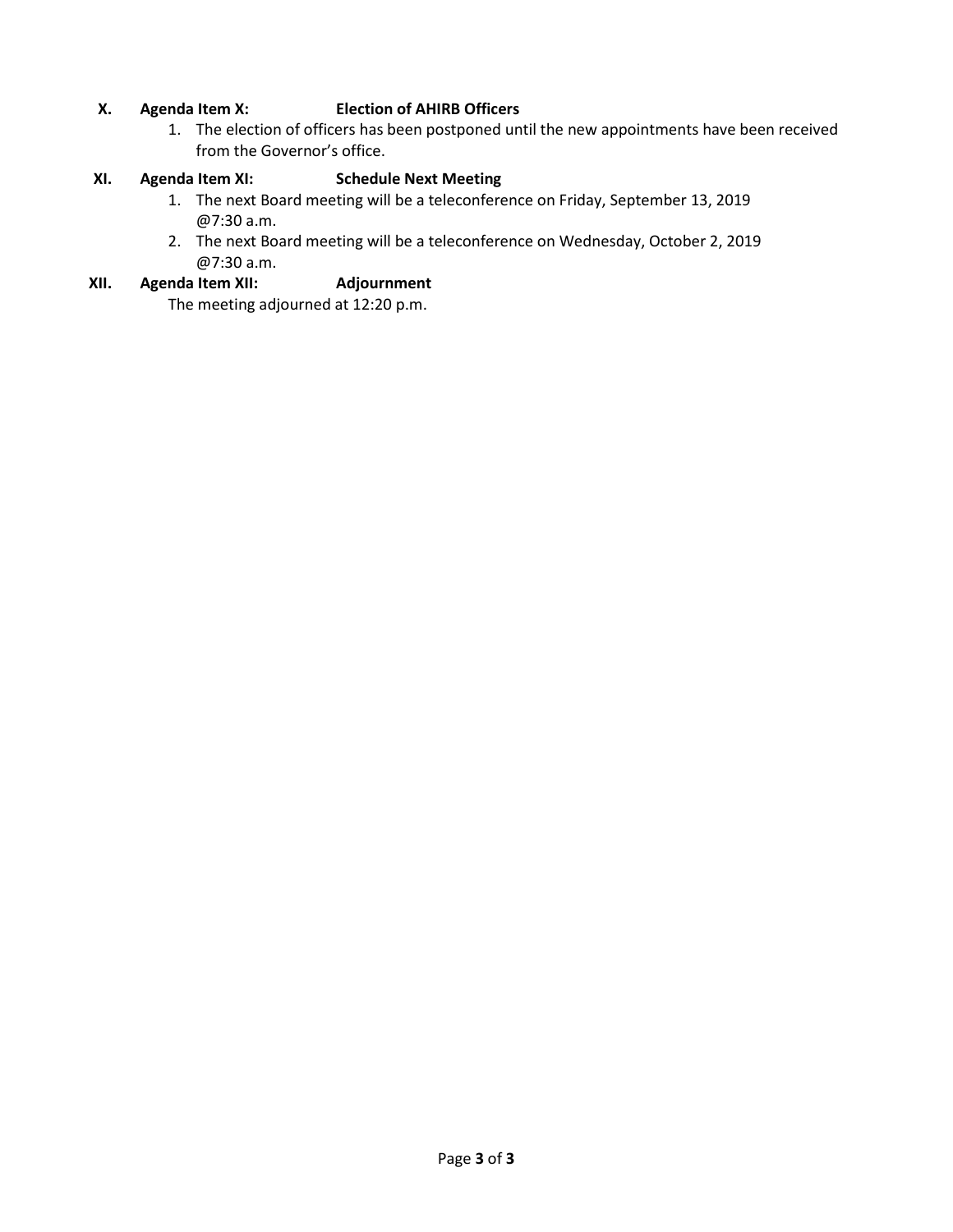**X. Agenda Item X: Election of AHIRB Officers**

1. The election of officers has been postponed until the new appointments have been received from the Governor's office.

**XI. Agenda Item XI: Schedule Next Meeting**

1. The next Board meeting will be a teleconference on Friday, September 13, 2019 @7:30 a.m.
2. The next Board meeting will be a teleconference on Wednesday, October 2, 2019 @7:30 a.m.

**XII. Agenda Item XII: Adjournment**

The meeting adjourned at 12:20 p.m.